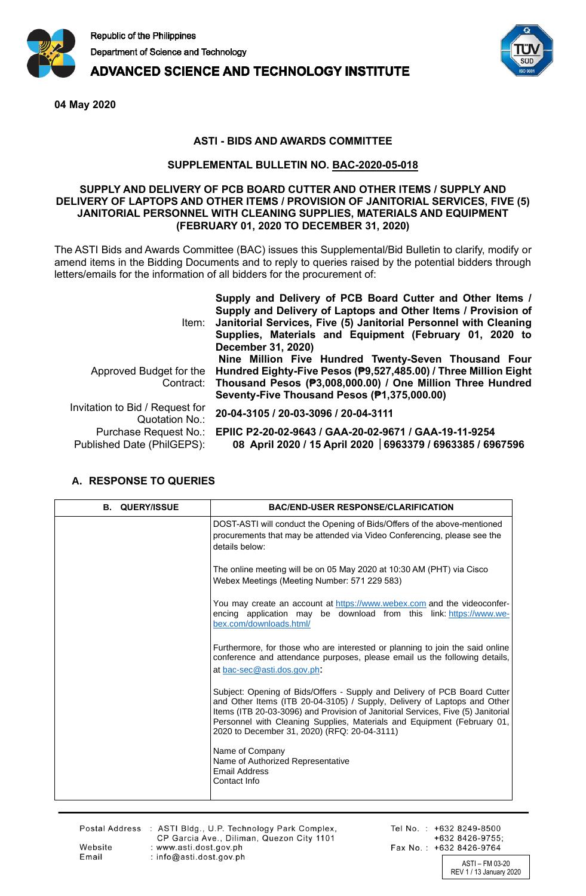Republic of the Philippines
Department of Science and Technology
**ADVANCED SCIENCE AND TECHNOLOGY INSTITUTE**

**04 May 2020**

**ASTI - BIDS AND AWARDS COMMITTEE**

**SUPPLEMENTAL BULLETIN NO. BAC-2020-05-018**

**SUPPLY AND DELIVERY OF PCB BOARD CUTTER AND OTHER ITEMS / SUPPLY AND DELIVERY OF LAPTOPS AND OTHER ITEMS / PROVISION OF JANITORIAL SERVICES, FIVE (5) JANITORIAL PERSONNEL WITH CLEANING SUPPLIES, MATERIALS AND EQUIPMENT (FEBRUARY 01, 2020 TO DECEMBER 31, 2020)**

The ASTI Bids and Awards Committee (BAC) issues this Supplemental/Bid Bulletin to clarify, modify or amend items in the Bidding Documents and to reply to queries raised by the potential bidders through letters/emails for the information of all bidders for the procurement of:

| | |
|---|---|
| Item: | **Supply and Delivery of PCB Board Cutter and Other Items / Supply and Delivery of Laptops and Other Items / Provision of Janitorial Services, Five (5) Janitorial Personnel with Cleaning Supplies, Materials and Equipment (February 01, 2020 to December 31, 2020)** |
| Approved Budget for the Contract: | **Nine Million Five Hundred Twenty-Seven Thousand Four Hundred Eighty-Five Pesos (₱9,527,485.00) / Three Million Eight Thousand Pesos (₱3,008,000.00) / One Million Three Hundred Seventy-Five Thousand Pesos (₱1,375,000.00)** |
| Invitation to Bid / Request for Quotation No.: | **20-04-3105 / 20-03-3096 / 20-04-3111** |
| Purchase Request No.: | **EPIIC P2-20-02-9643 / GAA-20-02-9671 / GAA-19-11-9254** |
| Published Date (PhilGEPS): | **08 April 2020 / 15 April 2020 │6963379 / 6963385 / 6967596** |

## A. RESPONSE TO QUERIES

| B. QUERY/ISSUE | BAC/END-USER RESPONSE/CLARIFICATION |
|---|---|
| | DOST-ASTI will conduct the Opening of Bids/Offers of the above-mentioned procurements that may be attended via Video Conferencing, please see the details below:<br><br>The online meeting will be on 05 May 2020 at 10:30 AM (PHT) via Cisco Webex Meetings (Meeting Number: 571 229 583)<br><br>You may create an account at https://www.webex.com and the videoconferencing application may be download from this link: https://www.webex.com/downloads.html/<br><br>Furthermore, for those who are interested or planning to join the said online conference and attendance purposes, please email us the following details, at bac-sec@asti.dos.gov.ph:<br><br>Subject: Opening of Bids/Offers - Supply and Delivery of PCB Board Cutter and Other Items (ITB 20-04-3105) / Supply, Delivery of Laptops and Other Items (ITB 20-03-3096) and Provision of Janitorial Services, Five (5) Janitorial Personnel with Cleaning Supplies, Materials and Equipment (February 01, 2020 to December 31, 2020) (RFQ: 20-04-3111)<br><br>Name of Company<br>Name of Authorized Representative<br>Email Address<br>Contact Info |

Postal Address : ASTI Bldg., U.P. Technology Park Complex, CP Garcia Ave., Diliman, Quezon City 1101
Website : www.asti.dost.gov.ph
Email : info@asti.dost.gov.ph
Tel No. : +632 8249-8500; +632 8426-9755;
Fax No. : +632 8426-9764

ASTI – FM 03-20
REV 1 / 13 January 2020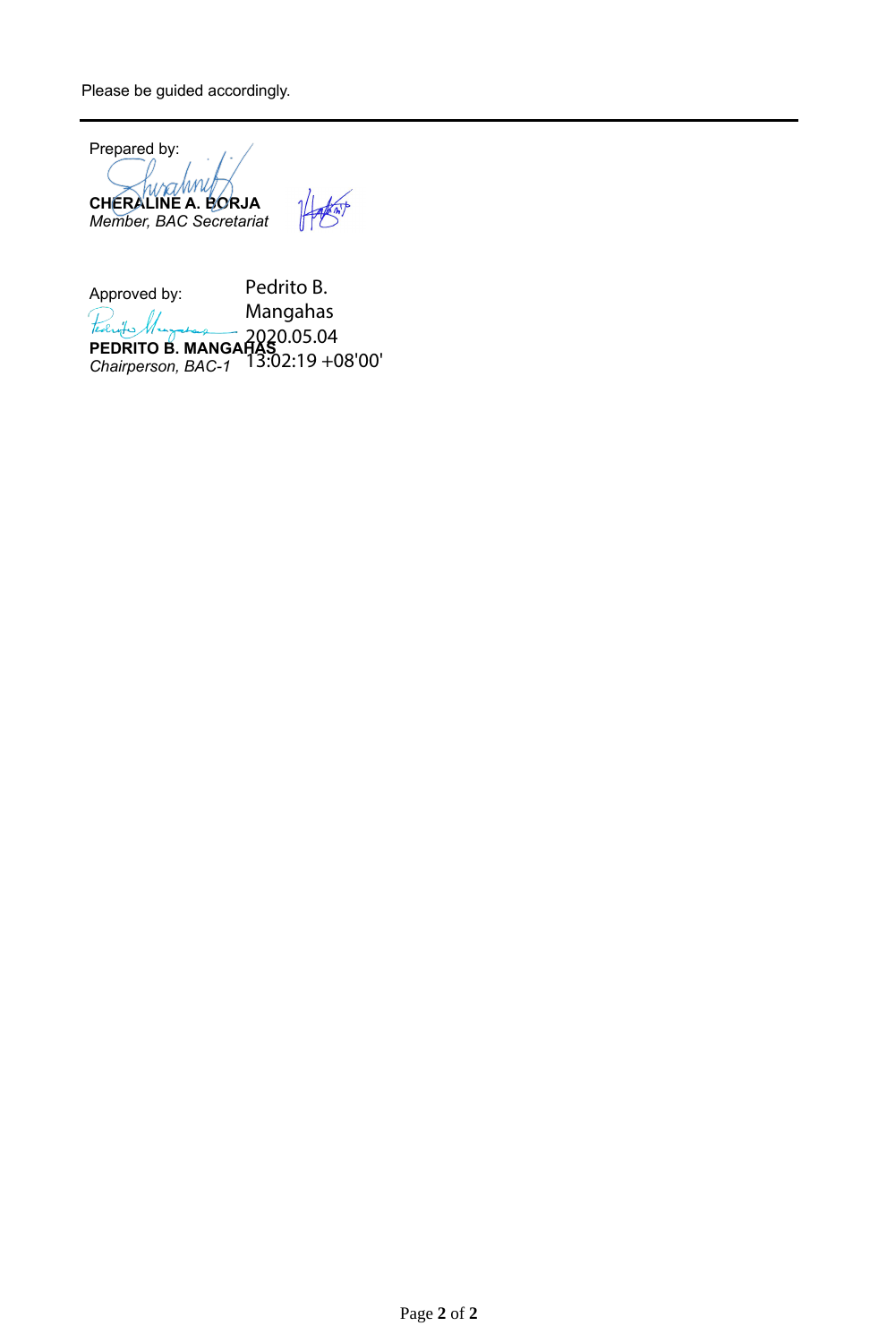Please be guided accordingly.

---

Prepared by:

**CHERALINE A. BORJA**
*Member, BAC Secretariat*

Approved by:

Pedrito B. Mangahas
2020.05.04
13:02:19 +08'00'

**PEDRITO B. MANGAHAS**
*Chairperson, BAC-1*